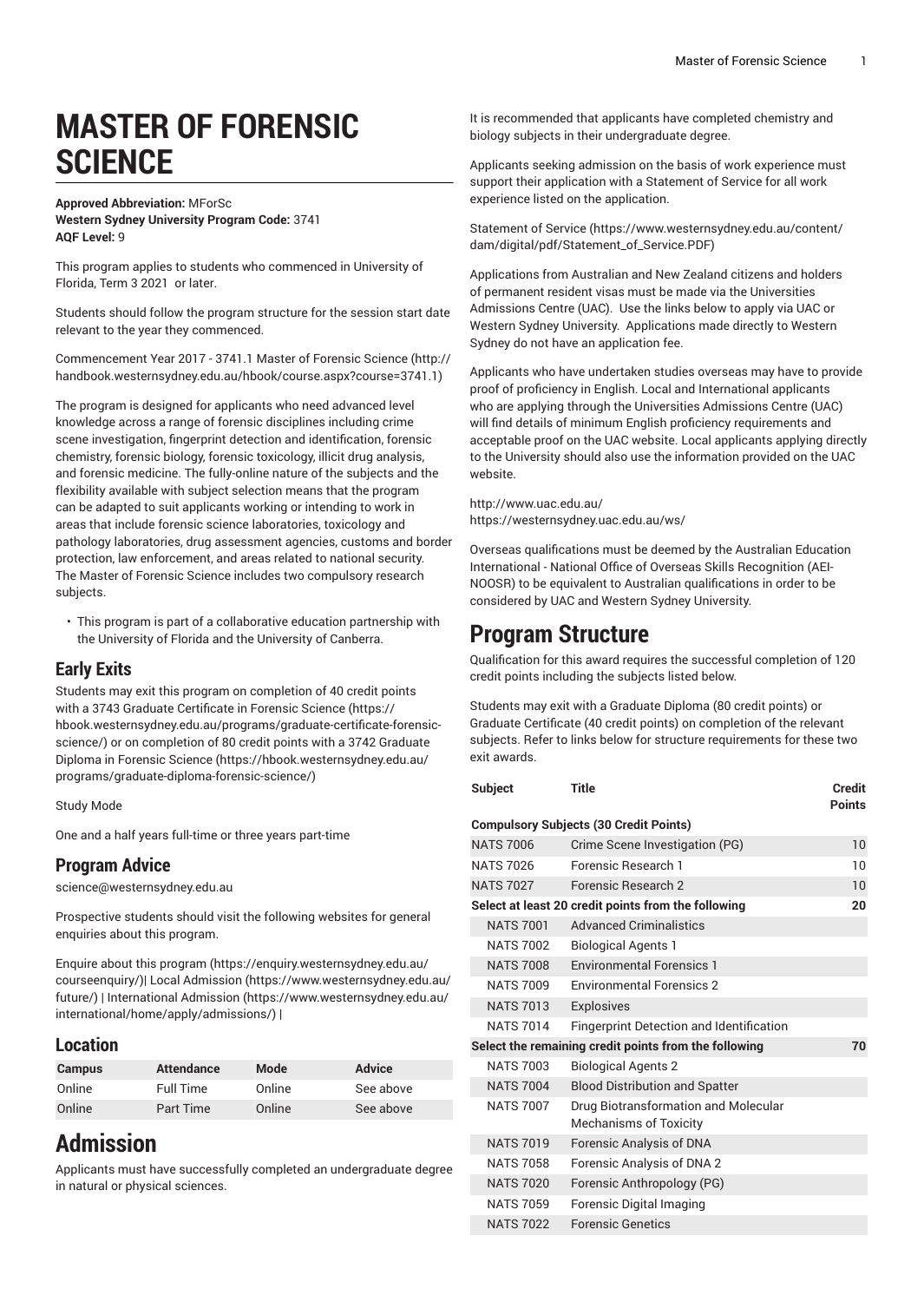# MASTER OF FORENSIC SCIENCE

**Approved Abbreviation:** MForSc
**Western Sydney University Program Code:** 3741
**AQF Level:** 9

This program applies to students who commenced in University of Florida, Term 3 2021 or later.

Students should follow the program structure for the session start date relevant to the year they commenced.

Commencement Year 2017 - 3741.1 Master of Forensic Science (http://handbook.westernsydney.edu.au/hbook/course.aspx?course=3741.1)

The program is designed for applicants who need advanced level knowledge across a range of forensic disciplines including crime scene investigation, fingerprint detection and identification, forensic chemistry, forensic biology, forensic toxicology, illicit drug analysis, and forensic medicine. The fully-online nature of the subjects and the flexibility available with subject selection means that the program can be adapted to suit applicants working or intending to work in areas that include forensic science laboratories, toxicology and pathology laboratories, drug assessment agencies, customs and border protection, law enforcement, and areas related to national security. The Master of Forensic Science includes two compulsory research subjects.

- This program is part of a collaborative education partnership with the University of Florida and the University of Canberra.

## Early Exits

Students may exit this program on completion of 40 credit points with a 3743 Graduate Certificate in Forensic Science (https://hbook.westernsydney.edu.au/programs/graduate-certificate-forensic-science/) or on completion of 80 credit points with a 3742 Graduate Diploma in Forensic Science (https://hbook.westernsydney.edu.au/programs/graduate-diploma-forensic-science/)

Study Mode

One and a half years full-time or three years part-time

## Program Advice

science@westernsydney.edu.au

Prospective students should visit the following websites for general enquiries about this program.

Enquire about this program (https://enquiry.westernsydney.edu.au/courseenquiry/)| Local Admission (https://www.westernsydney.edu.au/future/) | International Admission (https://www.westernsydney.edu.au/international/home/apply/admissions/) |

## Location

| Campus | Attendance | Mode | Advice |
|---|---|---|---|
| Online | Full Time | Online | See above |
| Online | Part Time | Online | See above |

# Admission

Applicants must have successfully completed an undergraduate degree in natural or physical sciences.

It is recommended that applicants have completed chemistry and biology subjects in their undergraduate degree.

Applicants seeking admission on the basis of work experience must support their application with a Statement of Service for all work experience listed on the application.

Statement of Service (https://www.westernsydney.edu.au/content/dam/digital/pdf/Statement_of_Service.PDF)

Applications from Australian and New Zealand citizens and holders of permanent resident visas must be made via the Universities Admissions Centre (UAC). Use the links below to apply via UAC or Western Sydney University. Applications made directly to Western Sydney do not have an application fee.

Applicants who have undertaken studies overseas may have to provide proof of proficiency in English. Local and International applicants who are applying through the Universities Admissions Centre (UAC) will find details of minimum English proficiency requirements and acceptable proof on the UAC website. Local applicants applying directly to the University should also use the information provided on the UAC website.

http://www.uac.edu.au/
https://westernsydney.uac.edu.au/ws/

Overseas qualifications must be deemed by the Australian Education International - National Office of Overseas Skills Recognition (AEI-NOOSR) to be equivalent to Australian qualifications in order to be considered by UAC and Western Sydney University.

# Program Structure

Qualification for this award requires the successful completion of 120 credit points including the subjects listed below.

Students may exit with a Graduate Diploma (80 credit points) or Graduate Certificate (40 credit points) on completion of the relevant subjects. Refer to links below for structure requirements for these two exit awards.

| Subject | Title | Credit Points |
|---|---|---|
| **Compulsory Subjects (30 Credit Points)** | | |
| NATS 7006 | Crime Scene Investigation (PG) | 10 |
| NATS 7026 | Forensic Research 1 | 10 |
| NATS 7027 | Forensic Research 2 | 10 |
| **Select at least 20 credit points from the following** | | **20** |
| NATS 7001 | Advanced Criminalistics | |
| NATS 7002 | Biological Agents 1 | |
| NATS 7008 | Environmental Forensics 1 | |
| NATS 7009 | Environmental Forensics 2 | |
| NATS 7013 | Explosives | |
| NATS 7014 | Fingerprint Detection and Identification | |
| **Select the remaining credit points from the following** | | **70** |
| NATS 7003 | Biological Agents 2 | |
| NATS 7004 | Blood Distribution and Spatter | |
| NATS 7007 | Drug Biotransformation and Molecular Mechanisms of Toxicity | |
| NATS 7019 | Forensic Analysis of DNA | |
| NATS 7058 | Forensic Analysis of DNA 2 | |
| NATS 7020 | Forensic Anthropology (PG) | |
| NATS 7059 | Forensic Digital Imaging | |
| NATS 7022 | Forensic Genetics | |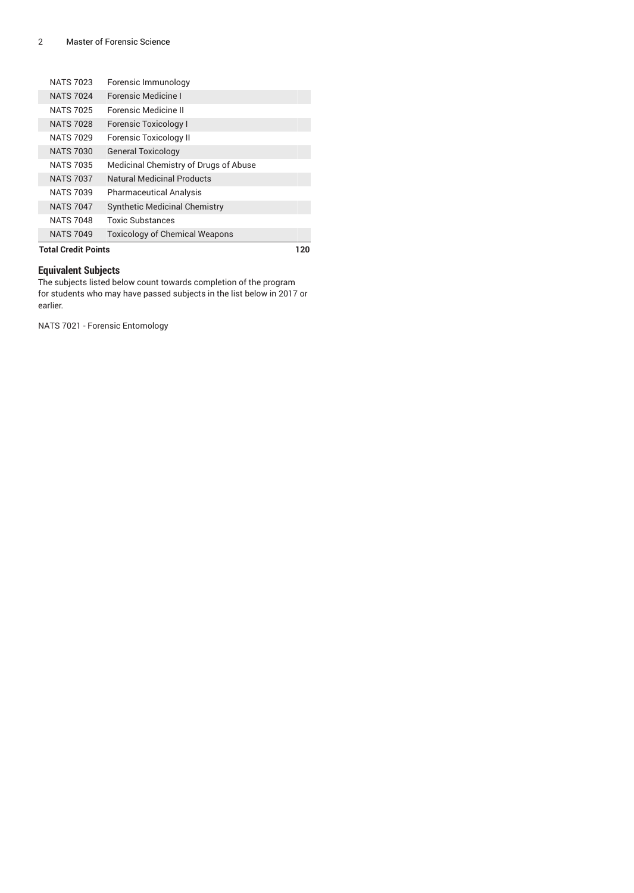| | | |
|---|---|---|
| NATS 7023 | Forensic Immunology | |
| NATS 7024 | Forensic Medicine I | |
| NATS 7025 | Forensic Medicine II | |
| NATS 7028 | Forensic Toxicology I | |
| NATS 7029 | Forensic Toxicology II | |
| NATS 7030 | General Toxicology | |
| NATS 7035 | Medicinal Chemistry of Drugs of Abuse | |
| NATS 7037 | Natural Medicinal Products | |
| NATS 7039 | Pharmaceutical Analysis | |
| NATS 7047 | Synthetic Medicinal Chemistry | |
| NATS 7048 | Toxic Substances | |
| NATS 7049 | Toxicology of Chemical Weapons | |
| **Total Credit Points** | | **120** |

## Equivalent Subjects

The subjects listed below count towards completion of the program for students who may have passed subjects in the list below in 2017 or earlier.

NATS 7021 - Forensic Entomology